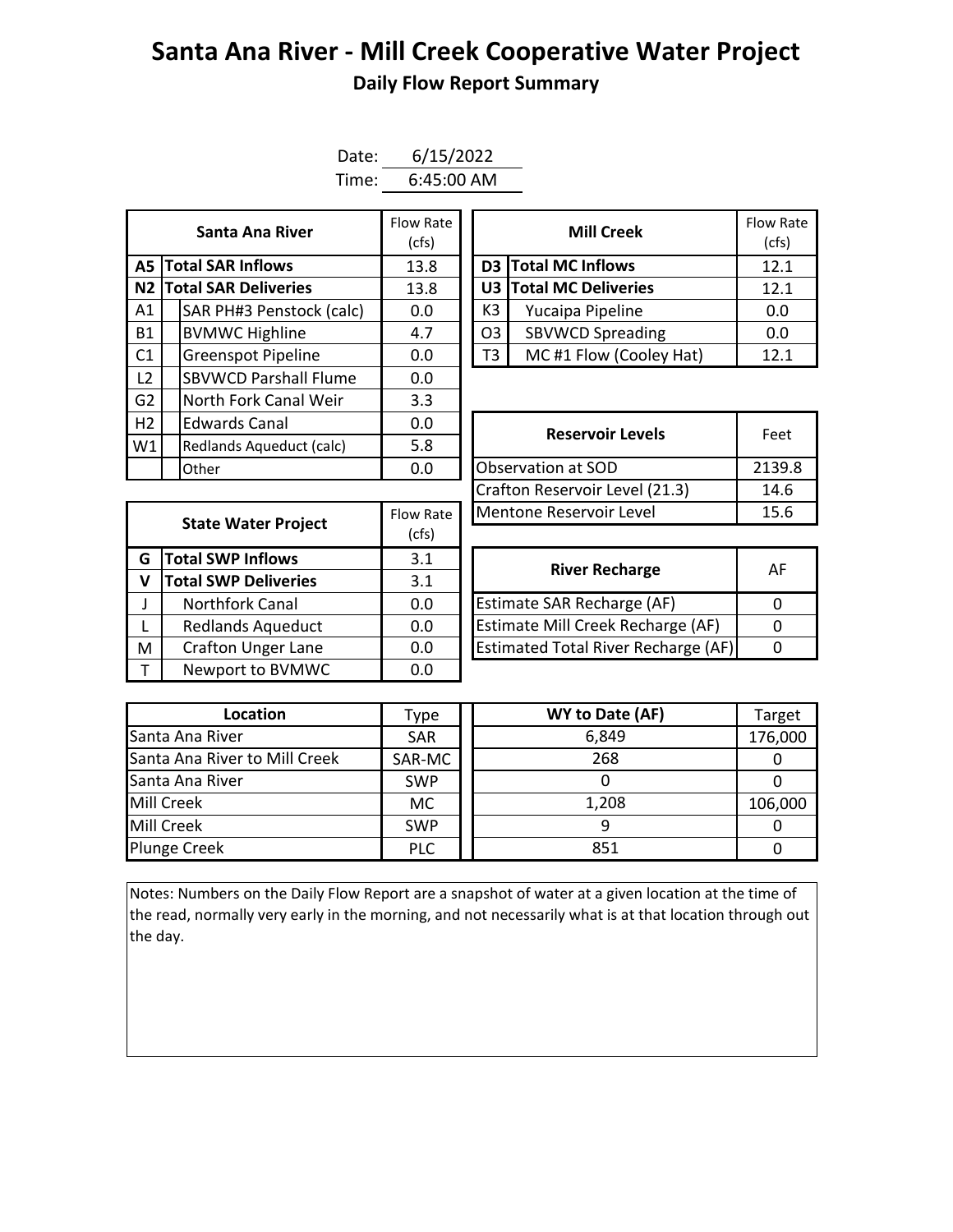# Santa Ana River - Mill Creek Cooperative Water Project

## Daily Flow Report Summary

Date: 6/15/2022
Time: 6:45:00 AM

| | Santa Ana River | Flow Rate (cfs) |
|---|---|---|
| A5 | **Total SAR Inflows** | 13.8 |
| N2 | **Total SAR Deliveries** | 13.8 |
| A1 | SAR PH#3 Penstock (calc) | 0.0 |
| B1 | BVMWC Highline | 4.7 |
| C1 | Greenspot Pipeline | 0.0 |
| L2 | SBVWCD Parshall Flume | 0.0 |
| G2 | North Fork Canal Weir | 3.3 |
| H2 | Edwards Canal | 0.0 |
| W1 | Redlands Aqueduct (calc) | 5.8 |
| | Other | 0.0 |

| | Mill Creek | Flow Rate (cfs) |
|---|---|---|
| D3 | **Total MC Inflows** | 12.1 |
| U3 | **Total MC Deliveries** | 12.1 |
| K3 | Yucaipa Pipeline | 0.0 |
| O3 | SBVWCD Spreading | 0.0 |
| T3 | MC #1 Flow (Cooley Hat) | 12.1 |

| Reservoir Levels | Feet |
|---|---|
| Observation at SOD | 2139.8 |
| Crafton Reservoir Level (21.3) | 14.6 |
| Mentone Reservoir Level | 15.6 |

| | State Water Project | Flow Rate (cfs) |
|---|---|---|
| G | **Total SWP Inflows** | 3.1 |
| V | **Total SWP Deliveries** | 3.1 |
| J | Northfork Canal | 0.0 |
| L | Redlands Aqueduct | 0.0 |
| M | Crafton Unger Lane | 0.0 |
| T | Newport to BVMWC | 0.0 |

| River Recharge | AF |
|---|---|
| Estimate SAR Recharge (AF) | 0 |
| Estimate Mill Creek Recharge (AF) | 0 |
| Estimated Total River Recharge (AF) | 0 |

| Location | Type | WY to Date (AF) | Target |
|---|---|---|---|
| Santa Ana River | SAR | 6,849 | 176,000 |
| Santa Ana River to Mill Creek | SAR-MC | 268 | 0 |
| Santa Ana River | SWP | 0 | 0 |
| Mill Creek | MC | 1,208 | 106,000 |
| Mill Creek | SWP | 9 | 0 |
| Plunge Creek | PLC | 851 | 0 |

Notes: Numbers on the Daily Flow Report are a snapshot of water at a given location at the time of the read, normally very early in the morning, and not necessarily what is at that location through out the day.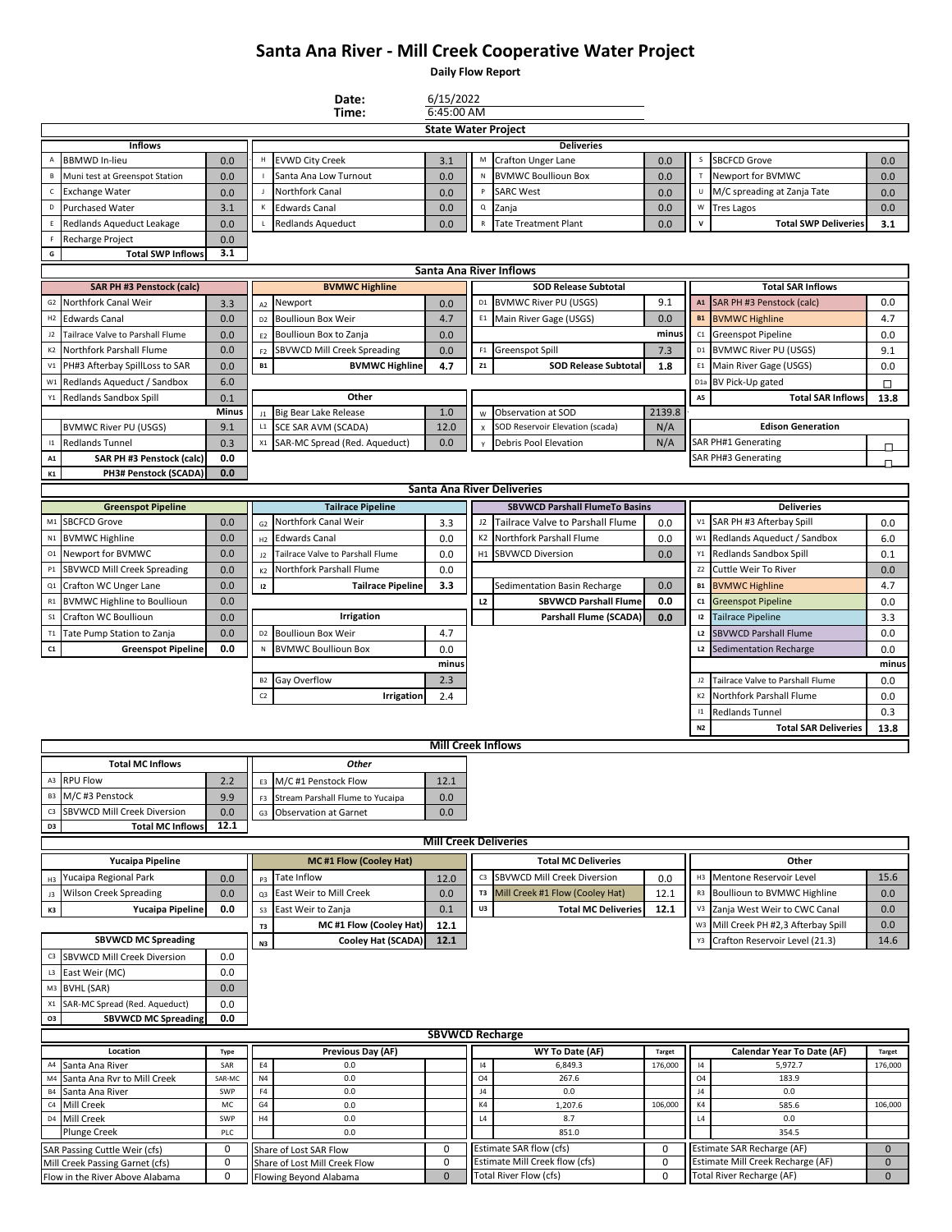# Santa Ana River - Mill Creek Cooperative Water Project

**Daily Flow Report**

**Date:** 6/15/2022

**Time:** 6:45:00 AM

## State Water Project

### Inflows

| | | |
|---|---|---|
| A | BBMWD In-lieu | 0.0 |
| B | Muni test at Greenspot Station | 0.0 |
| C | Exchange Water | 0.0 |
| D | Purchased Water | 3.1 |
| E | Redlands Aqueduct Leakage | 0.0 |
| F | Recharge Project | 0.0 |
| G | **Total SWP Inflows** | **3.1** |

### Deliveries

| | | | | | | | | |
|---|---|---|---|---|---|---|---|---|
| H | EVWD City Creek | 3.1 | M | Crafton Unger Lane | 0.0 | S | SBCFCD Grove | 0.0 |
| I | Santa Ana Low Turnout | 0.0 | N | BVMWC Boullioun Box | 0.0 | T | Newport for BVMWC | 0.0 |
| J | Northfork Canal | 0.0 | P | SARC West | 0.0 | U | M/C spreading at Zanja Tate | 0.0 |
| K | Edwards Canal | 0.0 | Q | Zanja | 0.0 | W | Tres Lagos | 0.0 |
| L | Redlands Aqueduct | 0.0 | R | Tate Treatment Plant | 0.0 | V | **Total SWP Deliveries** | **3.1** |

## Santa Ana River Inflows

### SAR PH #3 Penstock (calc)

| | | |
|---|---|---|
| G2 | Northfork Canal Weir | 3.3 |
| H2 | Edwards Canal | 0.0 |
| J2 | Tailrace Valve to Parshall Flume | 0.0 |
| K2 | Northfork Parshall Flume | 0.0 |
| V1 | PH#3 Afterbay SpillLoss to SAR | 0.0 |
| W1 | Redlands Aqueduct / Sandbox | 6.0 |
| Y1 | Redlands Sandbox Spill | 0.1 |
| | | **Minus** |
| | BVMWC River PU (USGS) | 9.1 |
| I1 | Redlands Tunnel | 0.3 |
| A1 | **SAR PH #3 Penstock (calc)** | **0.0** |
| K1 | **PH3# Penstock (SCADA)** | **0.0** |

### BVMWC Highline

| | | |
|---|---|---|
| A2 | Newport | 0.0 |
| D2 | Boullioun Box Weir | 4.7 |
| E2 | Boullioun Box to Zanja | 0.0 |
| F2 | SBVWCD Mill Creek Spreading | 0.0 |
| B1 | **BVMWC Highline** | **4.7** |

### Other

| | | |
|---|---|---|
| J1 | Big Bear Lake Release | 1.0 |
| L1 | SCE SAR AVM (SCADA) | 12.0 |
| X1 | SAR-MC Spread (Red. Aqueduct) | 0.0 |

### SOD Release Subtotal

| | | |
|---|---|---|
| D1 | BVMWC River PU (USGS) | 9.1 |
| E1 | Main River Gage (USGS) | 0.0 |
| | | minus |
| F1 | Greenspot Spill | 7.3 |
| Z1 | **SOD Release Subtotal** | **1.8** |
| W | Observation at SOD | 2139.8 |
| X | SOD Reservoir Elevation (scada) | N/A |
| Y | Debris Pool Elevation | N/A |

### Total SAR Inflows

| | | |
|---|---|---|
| A1 | SAR PH #3 Penstock (calc) | 0.0 |
| B1 | BVMWC Highline | 4.7 |
| C1 | Greenspot Pipeline | 0.0 |
| D1 | BVMWC River PU (USGS) | 9.1 |
| E1 | Main River Gage (USGS) | 0.0 |
| D1a | BV Pick-Up gated | ☐ |
| A5 | **Total SAR Inflows** | **13.8** |

### Edison Generation

| | |
|---|---|
| SAR PH#1 Generating | ☐ |
| SAR PH#3 Generating | ☐ |

## Santa Ana River Deliveries

### Greenspot Pipeline

| | | |
|---|---|---|
| M1 | SBCFCD Grove | 0.0 |
| N1 | BVMWC Highline | 0.0 |
| O1 | Newport for BVMWC | 0.0 |
| P1 | SBVWCD Mill Creek Spreading | 0.0 |
| Q1 | Crafton WC Unger Lane | 0.0 |
| R1 | BVMWC Highline to Boullioun | 0.0 |
| S1 | Crafton WC Boullioun | 0.0 |
| T1 | Tate Pump Station to Zanja | 0.0 |
| C1 | **Greenspot Pipeline** | **0.0** |

### Tailrace Pipeline

| | | |
|---|---|---|
| G2 | Northfork Canal Weir | 3.3 |
| H2 | Edwards Canal | 0.0 |
| J2 | Tailrace Valve to Parshall Flume | 0.0 |
| K2 | Northfork Parshall Flume | 0.0 |
| I2 | **Tailrace Pipeline** | **3.3** |

### Irrigation

| | | |
|---|---|---|
| D2 | Boullioun Box Weir | 4.7 |
| N | BVMWC Boullioun Box | 0.0 |
| | | minus |
| B2 | Gay Overflow | 2.3 |
| C2 | **Irrigation** | **2.4** |

### SBVWCD Parshall FlumeTo Basins

| | | |
|---|---|---|
| J2 | Tailrace Valve to Parshall Flume | 0.0 |
| K2 | Northfork Parshall Flume | 0.0 |
| H1 | SBVWCD Diversion | 0.0 |
| | Sedimentation Basin Recharge | 0.0 |
| L2 | **SBVWCD Parshall Flume** | **0.0** |
| | **Parshall Flume (SCADA)** | **0.0** |

### Deliveries

| | | |
|---|---|---|
| V1 | SAR PH #3 Afterbay Spill | 0.0 |
| W1 | Redlands Aqueduct / Sandbox | 6.0 |
| Y1 | Redlands Sandbox Spill | 0.1 |
| Z2 | Cuttle Weir To River | 0.0 |
| B1 | BVMWC Highline | 4.7 |
| C1 | Greenspot Pipeline | 0.0 |
| I2 | Tailrace Pipeline | 3.3 |
| L2 | SBVWCD Parshall Flume | 0.0 |
| L2 | Sedimentation Recharge | 0.0 |
| | | minus |
| J2 | Tailrace Valve to Parshall Flume | 0.0 |
| K2 | Northfork Parshall Flume | 0.0 |
| I1 | Redlands Tunnel | 0.3 |
| N2 | **Total SAR Deliveries** | **13.8** |

## Mill Creek Inflows

### Total MC Inflows

| | | |
|---|---|---|
| A3 | RPU Flow | 2.2 |
| B3 | M/C #3 Penstock | 9.9 |
| C3 | SBVWCD Mill Creek Diversion | 0.0 |
| D3 | **Total MC Inflows** | **12.1** |

### *Other*

| | | |
|---|---|---|
| E3 | M/C #1 Penstock Flow | 12.1 |
| F3 | Stream Parshall Flume to Yucaipa | 0.0 |
| G3 | Observation at Garnet | 0.0 |

## Mill Creek Deliveries

### Yucaipa Pipeline

| | | |
|---|---|---|
| H3 | Yucaipa Regional Park | 0.0 |
| J3 | Wilson Creek Spreading | 0.0 |
| K3 | **Yucaipa Pipeline** | **0.0** |

### MC #1 Flow (Cooley Hat)

| | | |
|---|---|---|
| P3 | Tate Inflow | 12.0 |
| Q3 | East Weir to Mill Creek | 0.0 |
| S3 | East Weir to Zanja | 0.1 |
| T3 | **MC #1 Flow (Cooley Hat)** | **12.1** |
| N3 | **Cooley Hat (SCADA)** | **12.1** |

### Total MC Deliveries

| | | |
|---|---|---|
| C3 | SBVWCD Mill Creek Diversion | 0.0 |
| T3 | Mill Creek #1 Flow (Cooley Hat) | 12.1 |
| U3 | **Total MC Deliveries** | **12.1** |

### Other

| | | |
|---|---|---|
| H3 | Mentone Reservoir Level | 15.6 |
| R3 | Boullioun to BVMWC Highline | 0.0 |
| V3 | Zanja West Weir to CWC Canal | 0.0 |
| W3 | Mill Creek PH #2,3 Afterbay Spill | 0.0 |
| Y3 | Crafton Reservoir Level (21.3) | 14.6 |

### SBVWCD MC Spreading

| | | |
|---|---|---|
| C3 | SBVWCD Mill Creek Diversion | 0.0 |
| L3 | East Weir (MC) | 0.0 |
| M3 | BVHL (SAR) | 0.0 |
| X1 | SAR-MC Spread (Red. Aqueduct) | 0.0 |
| O3 | **SBVWCD MC Spreading** | **0.0** |

## SBVWCD Recharge

| | Location | Type | | Previous Day (AF) | | WY To Date (AF) | Target | | Calendar Year To Date (AF) | Target |
|---|---|---|---|---|---|---|---|---|---|---|
| A4 | Santa Ana River | SAR | E4 | 0.0 | I4 | 6,849.3 | 176,000 | I4 | 5,972.7 | 176,000 |
| M4 | Santa Ana Rvr to Mill Creek | SAR-MC | N4 | 0.0 | O4 | 267.6 | | O4 | 183.9 | |
| B4 | Santa Ana River | SWP | F4 | 0.0 | J4 | 0.0 | | J4 | 0.0 | |
| C4 | Mill Creek | MC | G4 | 0.0 | K4 | 1,207.6 | 106,000 | K4 | 585.6 | 106,000 |
| D4 | Mill Creek | SWP | H4 | 0.0 | L4 | 8.7 | | L4 | 0.0 | |
| | Plunge Creek | PLC | | 0.0 | | 851.0 | | | 354.5 | |

| | | | | | | | |
|---|---|---|---|---|---|---|---|
| SAR Passing Cuttle Weir (cfs) | 0 | Share of Lost SAR Flow | 0 | Estimate SAR flow (cfs) | 0 | Estimate SAR Recharge (AF) | 0 |
| Mill Creek Passing Garnet (cfs) | 0 | Share of Lost Mill Creek Flow | 0 | Estimate Mill Creek flow (cfs) | 0 | Estimate Mill Creek Recharge (AF) | 0 |
| Flow in the River Above Alabama | 0 | Flowing Beyond Alabama | 0 | Total River Flow (cfs) | 0 | Total River Recharge (AF) | 0 |